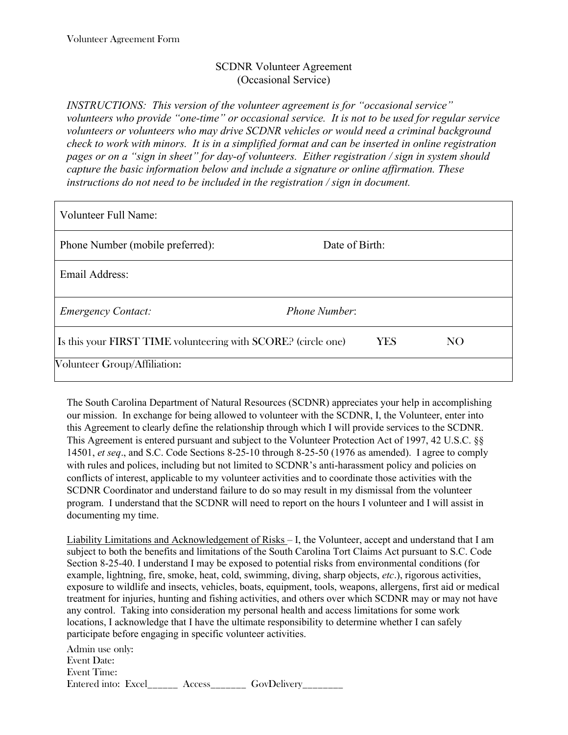Volunteer Agreement Form

# SCDNR Volunteer Agreement
## (Occasional Service)

*INSTRUCTIONS: This version of the volunteer agreement is for "occasional service" volunteers who provide "one-time" or occasional service. It is not to be used for regular service volunteers or volunteers who may drive SCDNR vehicles or would need a criminal background check to work with minors. It is in a simplified format and can be inserted in online registration pages or on a "sign in sheet" for day-of volunteers. Either registration / sign in system should capture the basic information below and include a signature or online affirmation. These instructions do not need to be included in the registration / sign in document.*

| Volunteer Full Name: | | | |
|---|---|---|---|
| Phone Number (mobile preferred): | Date of Birth: | | |
| Email Address: | | | |
| *Emergency Contact:* | *Phone Number*: | | |
| Is this your FIRST TIME volunteering with SCORE? (circle one) | | YES | NO |
| Volunteer Group/Affiliation: | | | |

The South Carolina Department of Natural Resources (SCDNR) appreciates your help in accomplishing our mission. In exchange for being allowed to volunteer with the SCDNR, I, the Volunteer, enter into this Agreement to clearly define the relationship through which I will provide services to the SCDNR. This Agreement is entered pursuant and subject to the Volunteer Protection Act of 1997, 42 U.S.C. §§ 14501, *et seq*., and S.C. Code Sections 8-25-10 through 8-25-50 (1976 as amended). I agree to comply with rules and polices, including but not limited to SCDNR's anti-harassment policy and policies on conflicts of interest, applicable to my volunteer activities and to coordinate those activities with the SCDNR Coordinator and understand failure to do so may result in my dismissal from the volunteer program. I understand that the SCDNR will need to report on the hours I volunteer and I will assist in documenting my time.

<u>Liability Limitations and Acknowledgement of Risks</u> – I, the Volunteer, accept and understand that I am subject to both the benefits and limitations of the South Carolina Tort Claims Act pursuant to S.C. Code Section 8-25-40. I understand I may be exposed to potential risks from environmental conditions (for example, lightning, fire, smoke, heat, cold, swimming, diving, sharp objects, *etc*.), rigorous activities, exposure to wildlife and insects, vehicles, boats, equipment, tools, weapons, allergens, first aid or medical treatment for injuries, hunting and fishing activities, and others over which SCDNR may or may not have any control. Taking into consideration my personal health and access limitations for some work locations, I acknowledge that I have the ultimate responsibility to determine whether I can safely participate before engaging in specific volunteer activities.

Admin use only:
Event Date:
Event Time:
Entered into: Excel______ Access_______ GovDelivery________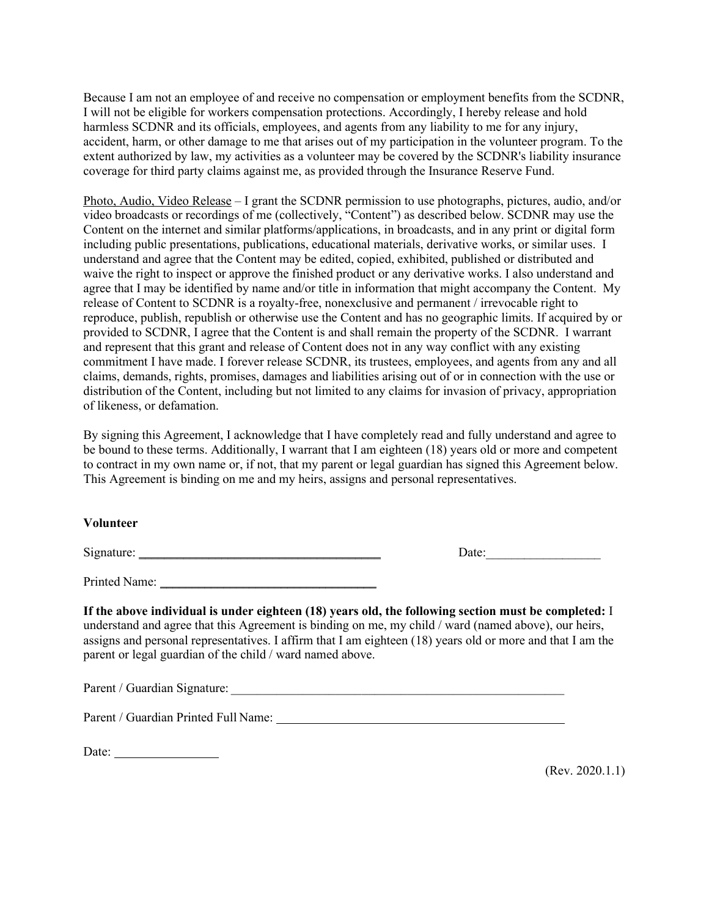Because I am not an employee of and receive no compensation or employment benefits from the SCDNR, I will not be eligible for workers compensation protections. Accordingly, I hereby release and hold harmless SCDNR and its officials, employees, and agents from any liability to me for any injury, accident, harm, or other damage to me that arises out of my participation in the volunteer program. To the extent authorized by law, my activities as a volunteer may be covered by the SCDNR's liability insurance coverage for third party claims against me, as provided through the Insurance Reserve Fund.

<u>Photo, Audio, Video Release</u> – I grant the SCDNR permission to use photographs, pictures, audio, and/or video broadcasts or recordings of me (collectively, "Content") as described below. SCDNR may use the Content on the internet and similar platforms/applications, in broadcasts, and in any print or digital form including public presentations, publications, educational materials, derivative works, or similar uses. I understand and agree that the Content may be edited, copied, exhibited, published or distributed and waive the right to inspect or approve the finished product or any derivative works. I also understand and agree that I may be identified by name and/or title in information that might accompany the Content. My release of Content to SCDNR is a royalty-free, nonexclusive and permanent / irrevocable right to reproduce, publish, republish or otherwise use the Content and has no geographic limits. If acquired by or provided to SCDNR, I agree that the Content is and shall remain the property of the SCDNR. I warrant and represent that this grant and release of Content does not in any way conflict with any existing commitment I have made. I forever release SCDNR, its trustees, employees, and agents from any and all claims, demands, rights, promises, damages and liabilities arising out of or in connection with the use or distribution of the Content, including but not limited to any claims for invasion of privacy, appropriation of likeness, or defamation.

By signing this Agreement, I acknowledge that I have completely read and fully understand and agree to be bound to these terms. Additionally, I warrant that I am eighteen (18) years old or more and competent to contract in my own name or, if not, that my parent or legal guardian has signed this Agreement below. This Agreement is binding on me and my heirs, assigns and personal representatives.

**Volunteer**

Signature: ________________________________________ Date:__________________

Printed Name: ___________________________________

**If the above individual is under eighteen (18) years old, the following section must be completed:** I understand and agree that this Agreement is binding on me, my child / ward (named above), our heirs, assigns and personal representatives. I affirm that I am eighteen (18) years old or more and that I am the parent or legal guardian of the child / ward named above.

Parent / Guardian Signature: ________________________________________________________

Parent / Guardian Printed Full Name: ________________________________________________

Date: _________________

(Rev. 2020.1.1)